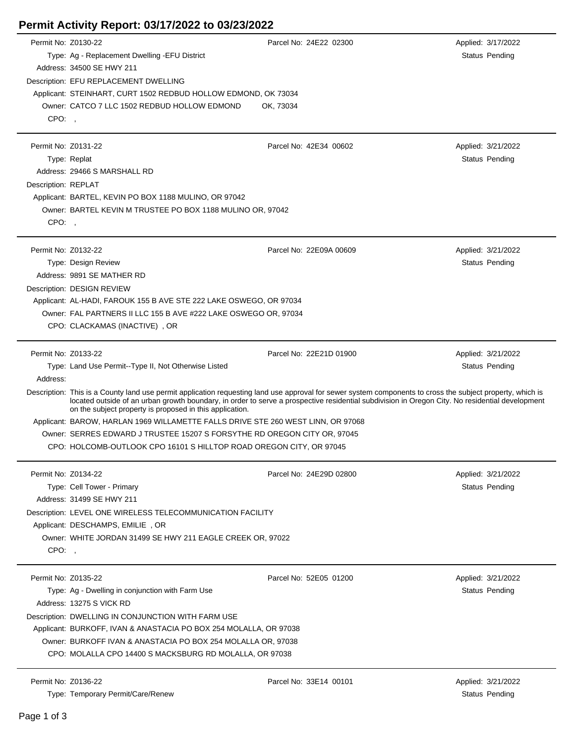# Permit Activity Report: 03/17/2022 to 03/23/2022

Permit No: Z0130-22
Parcel No: 24E22 02300
Applied: 3/17/2022
Type: Ag - Replacement Dwelling -EFU District
Status Pending
Address: 34500 SE HWY 211
Description: EFU REPLACEMENT DWELLING
Applicant: STEINHART, CURT 1502 REDBUD HOLLOW EDMOND, OK 73034
Owner: CATCO 7 LLC 1502 REDBUD HOLLOW EDMOND OK, 73034
CPO: ,

---

Permit No: Z0131-22
Parcel No: 42E34 00602
Applied: 3/21/2022
Type: Replat
Status Pending
Address: 29466 S MARSHALL RD
Description: REPLAT
Applicant: BARTEL, KEVIN PO BOX 1188 MULINO, OR 97042
Owner: BARTEL KEVIN M TRUSTEE PO BOX 1188 MULINO OR, 97042
CPO: ,

---

Permit No: Z0132-22
Parcel No: 22E09A 00609
Applied: 3/21/2022
Type: Design Review
Status Pending
Address: 9891 SE MATHER RD
Description: DESIGN REVIEW
Applicant: AL-HADI, FAROUK 155 B AVE STE 222 LAKE OSWEGO, OR 97034
Owner: FAL PARTNERS II LLC 155 B AVE #222 LAKE OSWEGO OR, 97034
CPO: CLACKAMAS (INACTIVE) , OR

---

Permit No: Z0133-22
Parcel No: 22E21D 01900
Applied: 3/21/2022
Type: Land Use Permit--Type II, Not Otherwise Listed
Status Pending
Address:
Description: This is a County land use permit application requesting land use approval for sewer system components to cross the subject property, which is located outside of an urban growth boundary, in order to serve a prospective residential subdivision in Oregon City. No residential development on the subject property is proposed in this application.
Applicant: BAROW, HARLAN 1969 WILLAMETTE FALLS DRIVE STE 260 WEST LINN, OR 97068
Owner: SERRES EDWARD J TRUSTEE 15207 S FORSYTHE RD OREGON CITY OR, 97045
CPO: HOLCOMB-OUTLOOK CPO 16101 S HILLTOP ROAD OREGON CITY, OR 97045

---

Permit No: Z0134-22
Parcel No: 24E29D 02800
Applied: 3/21/2022
Type: Cell Tower - Primary
Status Pending
Address: 31499 SE HWY 211
Description: LEVEL ONE WIRELESS TELECOMMUNICATION FACILITY
Applicant: DESCHAMPS, EMILIE , OR
Owner: WHITE JORDAN 31499 SE HWY 211 EAGLE CREEK OR, 97022
CPO: ,

---

Permit No: Z0135-22
Parcel No: 52E05 01200
Applied: 3/21/2022
Type: Ag - Dwelling in conjunction with Farm Use
Status Pending
Address: 13275 S VICK RD
Description: DWELLING IN CONJUNCTION WITH FARM USE
Applicant: BURKOFF, IVAN & ANASTACIA PO BOX 254 MOLALLA, OR 97038
Owner: BURKOFF IVAN & ANASTACIA PO BOX 254 MOLALLA OR, 97038
CPO: MOLALLA CPO 14400 S MACKSBURG RD MOLALLA, OR 97038

---

Permit No: Z0136-22
Parcel No: 33E14 00101
Applied: 3/21/2022
Type: Temporary Permit/Care/Renew
Status Pending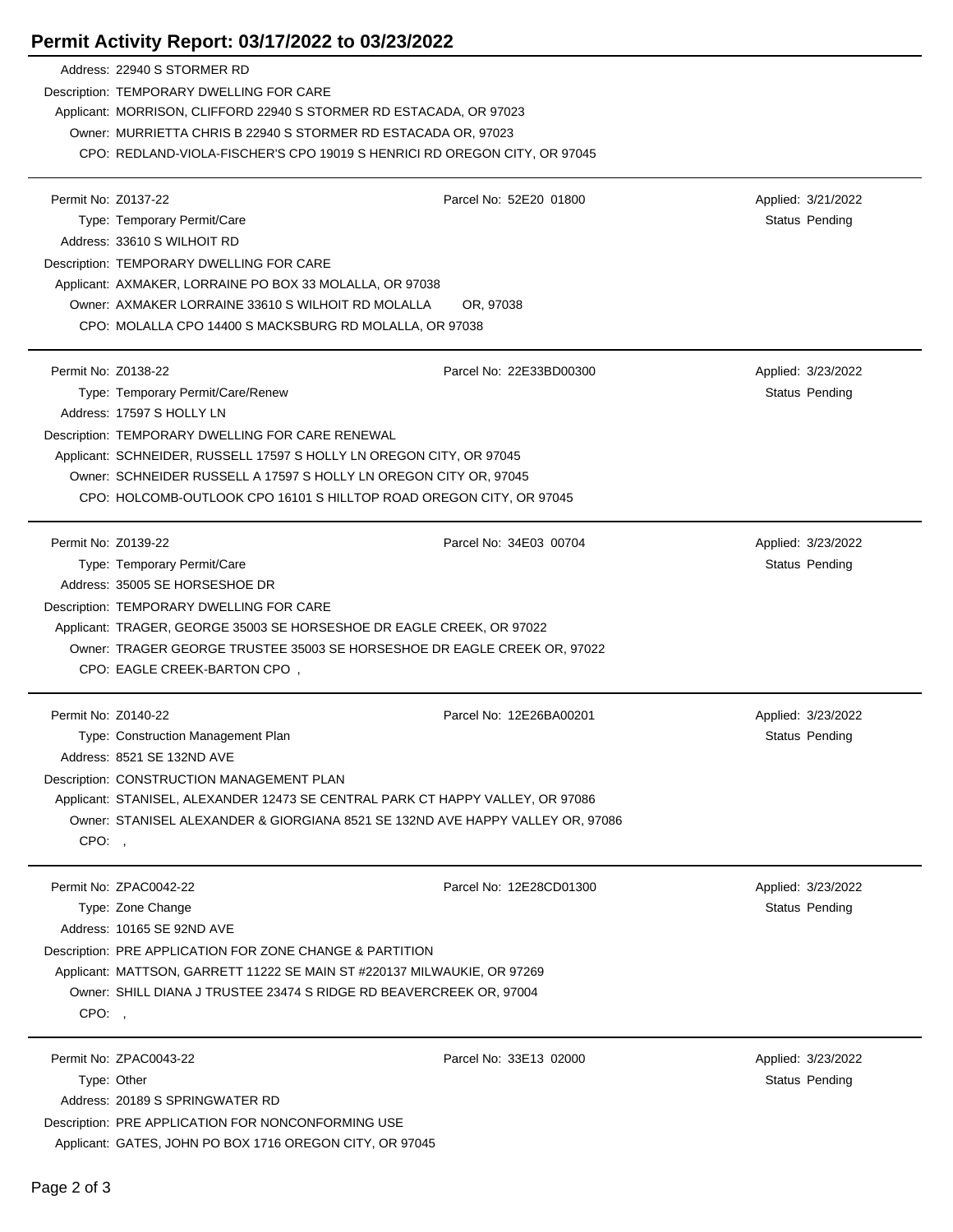# Permit Activity Report: 03/17/2022 to 03/23/2022

Address: 22940 S STORMER RD
Description: TEMPORARY DWELLING FOR CARE
Applicant: MORRISON, CLIFFORD 22940 S STORMER RD ESTACADA, OR 97023
Owner: MURRIETTA CHRIS B 22940 S STORMER RD ESTACADA OR, 97023
CPO: REDLAND-VIOLA-FISCHER'S CPO 19019 S HENRICI RD OREGON CITY, OR 97045

---

Permit No: Z0137-22 | Parcel No: 52E20 01800 | Applied: 3/21/2022
Type: Temporary Permit/Care | Status Pending
Address: 33610 S WILHOIT RD
Description: TEMPORARY DWELLING FOR CARE
Applicant: AXMAKER, LORRAINE PO BOX 33 MOLALLA, OR 97038
Owner: AXMAKER LORRAINE 33610 S WILHOIT RD MOLALLA OR, 97038
CPO: MOLALLA CPO 14400 S MACKSBURG RD MOLALLA, OR 97038

---

Permit No: Z0138-22 | Parcel No: 22E33BD00300 | Applied: 3/23/2022
Type: Temporary Permit/Care/Renew | Status Pending
Address: 17597 S HOLLY LN
Description: TEMPORARY DWELLING FOR CARE RENEWAL
Applicant: SCHNEIDER, RUSSELL 17597 S HOLLY LN OREGON CITY, OR 97045
Owner: SCHNEIDER RUSSELL A 17597 S HOLLY LN OREGON CITY OR, 97045
CPO: HOLCOMB-OUTLOOK CPO 16101 S HILLTOP ROAD OREGON CITY, OR 97045

---

Permit No: Z0139-22 | Parcel No: 34E03 00704 | Applied: 3/23/2022
Type: Temporary Permit/Care | Status Pending
Address: 35005 SE HORSESHOE DR
Description: TEMPORARY DWELLING FOR CARE
Applicant: TRAGER, GEORGE 35003 SE HORSESHOE DR EAGLE CREEK, OR 97022
Owner: TRAGER GEORGE TRUSTEE 35003 SE HORSESHOE DR EAGLE CREEK OR, 97022
CPO: EAGLE CREEK-BARTON CPO ,

---

Permit No: Z0140-22 | Parcel No: 12E26BA00201 | Applied: 3/23/2022
Type: Construction Management Plan | Status Pending
Address: 8521 SE 132ND AVE
Description: CONSTRUCTION MANAGEMENT PLAN
Applicant: STANISEL, ALEXANDER 12473 SE CENTRAL PARK CT HAPPY VALLEY, OR 97086
Owner: STANISEL ALEXANDER & GIORGIANA 8521 SE 132ND AVE HAPPY VALLEY OR, 97086
CPO: ,

---

Permit No: ZPAC0042-22 | Parcel No: 12E28CD01300 | Applied: 3/23/2022
Type: Zone Change | Status Pending
Address: 10165 SE 92ND AVE
Description: PRE APPLICATION FOR ZONE CHANGE & PARTITION
Applicant: MATTSON, GARRETT 11222 SE MAIN ST #220137 MILWAUKIE, OR 97269
Owner: SHILL DIANA J TRUSTEE 23474 S RIDGE RD BEAVERCREEK OR, 97004
CPO: ,

---

Permit No: ZPAC0043-22 | Parcel No: 33E13 02000 | Applied: 3/23/2022
Type: Other | Status Pending
Address: 20189 S SPRINGWATER RD
Description: PRE APPLICATION FOR NONCONFORMING USE
Applicant: GATES, JOHN PO BOX 1716 OREGON CITY, OR 97045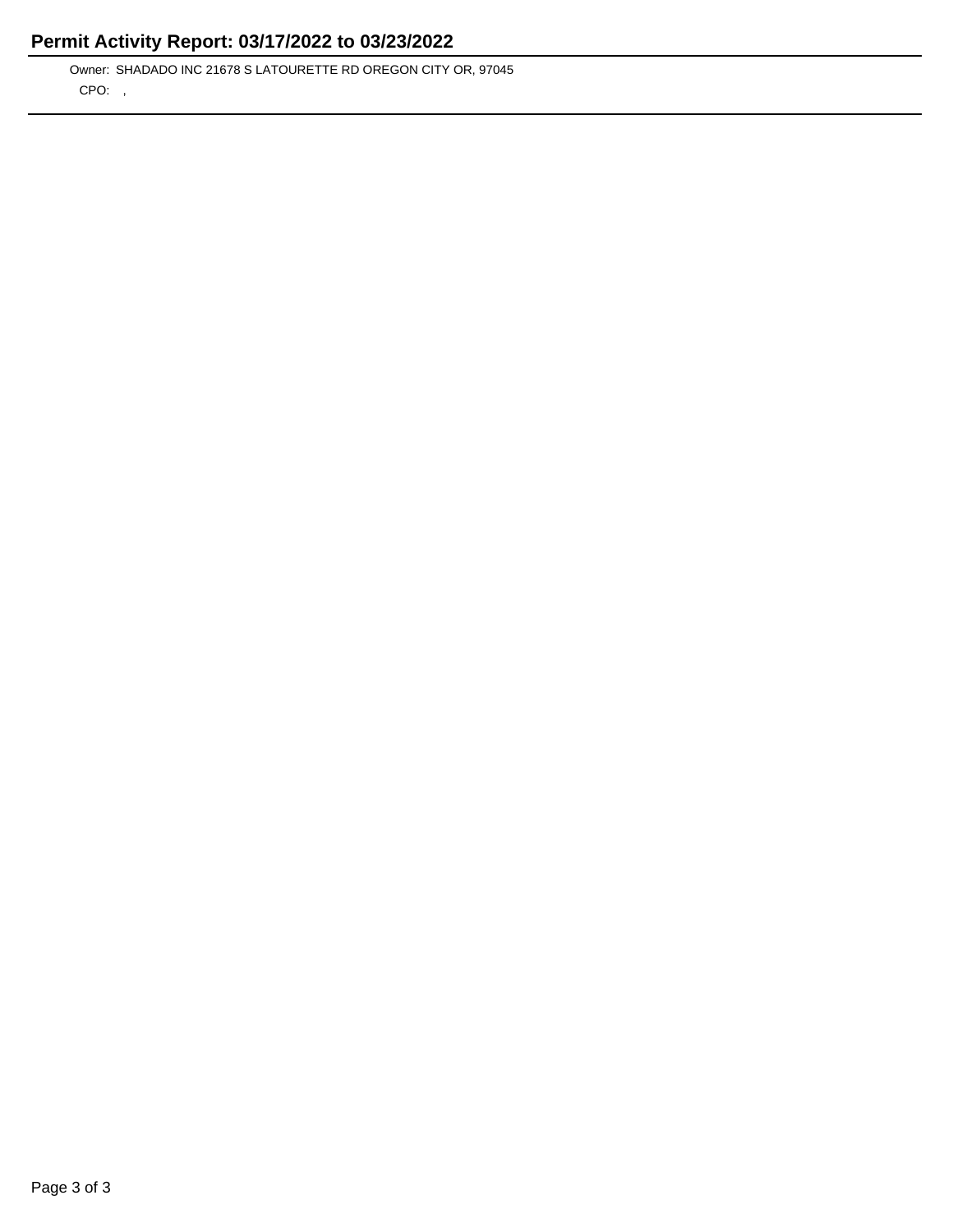# Permit Activity Report: 03/17/2022 to 03/23/2022

Owner: SHADADO INC 21678 S LATOURETTE RD OREGON CITY OR, 97045

CPO: ,